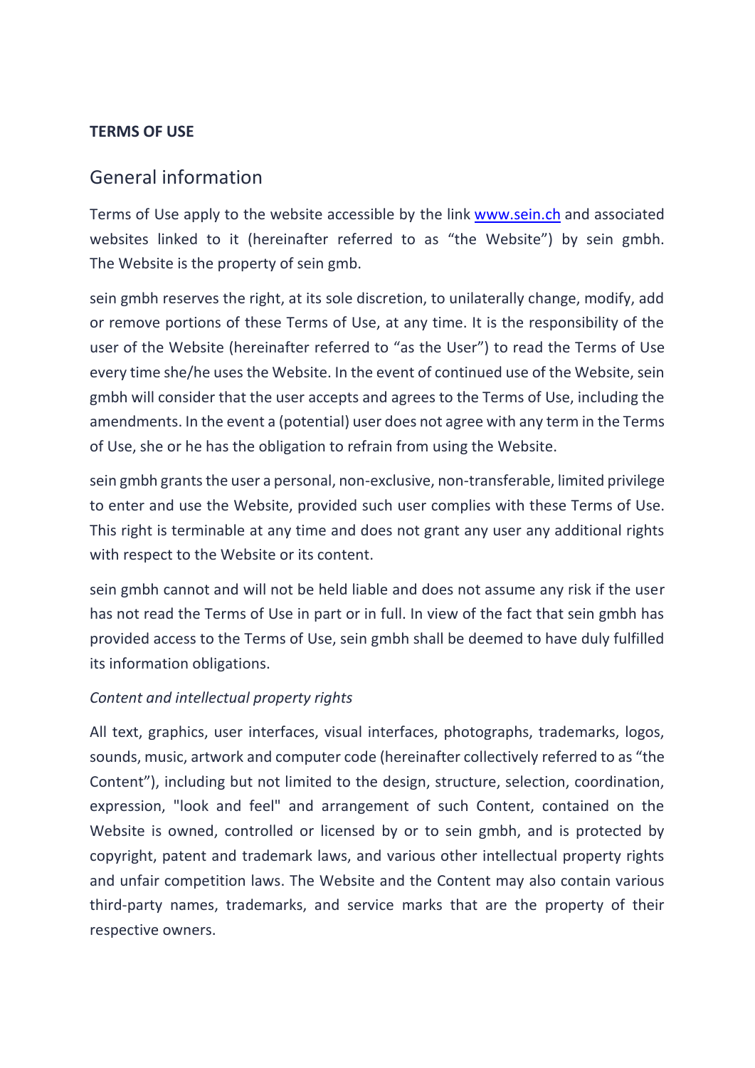**TERMS OF USE**

# General information

Terms of Use apply to the website accessible by the link [www.sein.ch](http://www.sein.ch) and associated websites linked to it (hereinafter referred to as “the Website”) by sein gmbh. The Website is the property of sein gmb.

sein gmbh reserves the right, at its sole discretion, to unilaterally change, modify, add or remove portions of these Terms of Use, at any time. It is the responsibility of the user of the Website (hereinafter referred to “as the User”) to read the Terms of Use every time she/he uses the Website. In the event of continued use of the Website, sein gmbh will consider that the user accepts and agrees to the Terms of Use, including the amendments. In the event a (potential) user does not agree with any term in the Terms of Use, she or he has the obligation to refrain from using the Website.

sein gmbh grants the user a personal, non-exclusive, non-transferable, limited privilege to enter and use the Website, provided such user complies with these Terms of Use. This right is terminable at any time and does not grant any user any additional rights with respect to the Website or its content.

sein gmbh cannot and will not be held liable and does not assume any risk if the user has not read the Terms of Use in part or in full. In view of the fact that sein gmbh has provided access to the Terms of Use, sein gmbh shall be deemed to have duly fulfilled its information obligations.

*Content and intellectual property rights*

All text, graphics, user interfaces, visual interfaces, photographs, trademarks, logos, sounds, music, artwork and computer code (hereinafter collectively referred to as “the Content”), including but not limited to the design, structure, selection, coordination, expression, "look and feel" and arrangement of such Content, contained on the Website is owned, controlled or licensed by or to sein gmbh, and is protected by copyright, patent and trademark laws, and various other intellectual property rights and unfair competition laws. The Website and the Content may also contain various third-party names, trademarks, and service marks that are the property of their respective owners.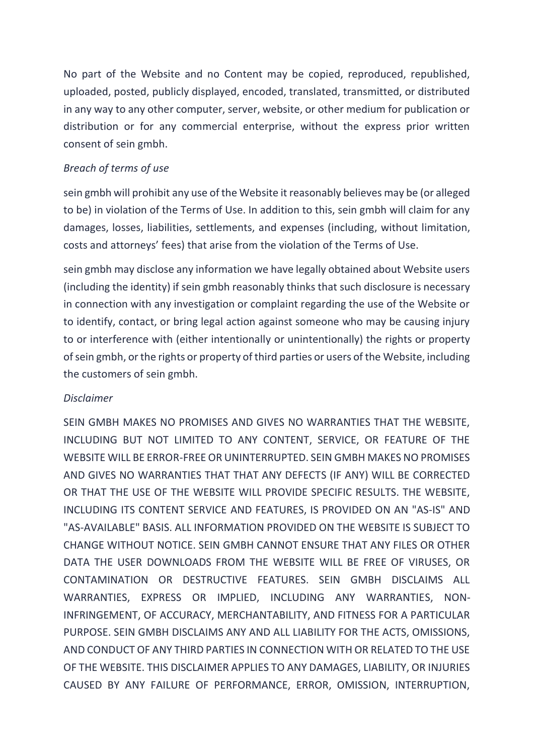No part of the Website and no Content may be copied, reproduced, republished, uploaded, posted, publicly displayed, encoded, translated, transmitted, or distributed in any way to any other computer, server, website, or other medium for publication or distribution or for any commercial enterprise, without the express prior written consent of sein gmbh.

*Breach of terms of use*

sein gmbh will prohibit any use of the Website it reasonably believes may be (or alleged to be) in violation of the Terms of Use. In addition to this, sein gmbh will claim for any damages, losses, liabilities, settlements, and expenses (including, without limitation, costs and attorneys' fees) that arise from the violation of the Terms of Use.

sein gmbh may disclose any information we have legally obtained about Website users (including the identity) if sein gmbh reasonably thinks that such disclosure is necessary in connection with any investigation or complaint regarding the use of the Website or to identify, contact, or bring legal action against someone who may be causing injury to or interference with (either intentionally or unintentionally) the rights or property of sein gmbh, or the rights or property of third parties or users of the Website, including the customers of sein gmbh.

*Disclaimer*

SEIN GMBH MAKES NO PROMISES AND GIVES NO WARRANTIES THAT THE WEBSITE, INCLUDING BUT NOT LIMITED TO ANY CONTENT, SERVICE, OR FEATURE OF THE WEBSITE WILL BE ERROR-FREE OR UNINTERRUPTED. SEIN GMBH MAKES NO PROMISES AND GIVES NO WARRANTIES THAT THAT ANY DEFECTS (IF ANY) WILL BE CORRECTED OR THAT THE USE OF THE WEBSITE WILL PROVIDE SPECIFIC RESULTS. THE WEBSITE, INCLUDING ITS CONTENT SERVICE AND FEATURES, IS PROVIDED ON AN "AS-IS" AND "AS-AVAILABLE" BASIS. ALL INFORMATION PROVIDED ON THE WEBSITE IS SUBJECT TO CHANGE WITHOUT NOTICE. SEIN GMBH CANNOT ENSURE THAT ANY FILES OR OTHER DATA THE USER DOWNLOADS FROM THE WEBSITE WILL BE FREE OF VIRUSES, OR CONTAMINATION OR DESTRUCTIVE FEATURES. SEIN GMBH DISCLAIMS ALL WARRANTIES, EXPRESS OR IMPLIED, INCLUDING ANY WARRANTIES, NON-INFRINGEMENT, OF ACCURACY, MERCHANTABILITY, AND FITNESS FOR A PARTICULAR PURPOSE. SEIN GMBH DISCLAIMS ANY AND ALL LIABILITY FOR THE ACTS, OMISSIONS, AND CONDUCT OF ANY THIRD PARTIES IN CONNECTION WITH OR RELATED TO THE USE OF THE WEBSITE. THIS DISCLAIMER APPLIES TO ANY DAMAGES, LIABILITY, OR INJURIES CAUSED BY ANY FAILURE OF PERFORMANCE, ERROR, OMISSION, INTERRUPTION,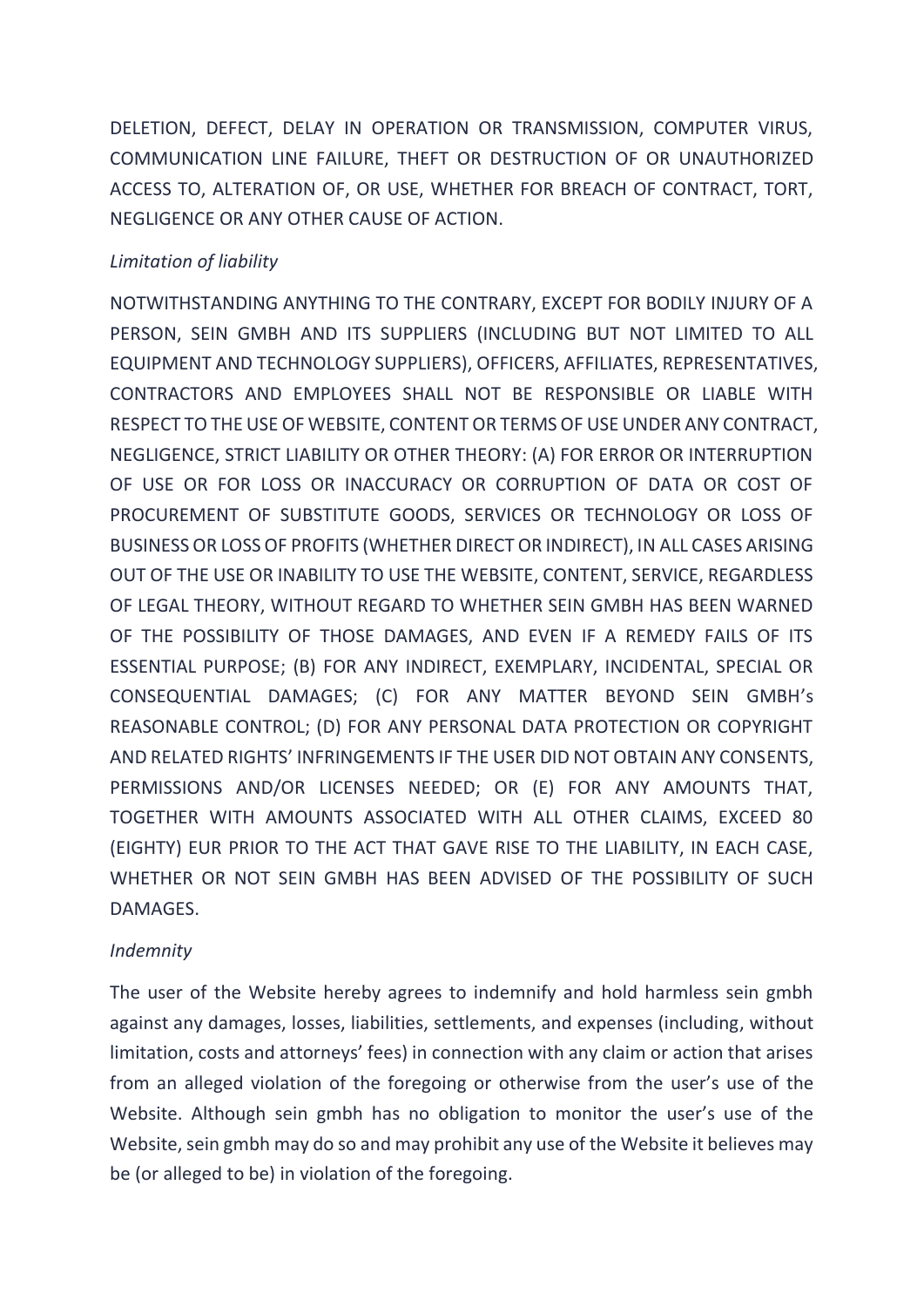DELETION, DEFECT, DELAY IN OPERATION OR TRANSMISSION, COMPUTER VIRUS, COMMUNICATION LINE FAILURE, THEFT OR DESTRUCTION OF OR UNAUTHORIZED ACCESS TO, ALTERATION OF, OR USE, WHETHER FOR BREACH OF CONTRACT, TORT, NEGLIGENCE OR ANY OTHER CAUSE OF ACTION.

*Limitation of liability*

NOTWITHSTANDING ANYTHING TO THE CONTRARY, EXCEPT FOR BODILY INJURY OF A PERSON, SEIN GMBH AND ITS SUPPLIERS (INCLUDING BUT NOT LIMITED TO ALL EQUIPMENT AND TECHNOLOGY SUPPLIERS), OFFICERS, AFFILIATES, REPRESENTATIVES, CONTRACTORS AND EMPLOYEES SHALL NOT BE RESPONSIBLE OR LIABLE WITH RESPECT TO THE USE OF WEBSITE, CONTENT OR TERMS OF USE UNDER ANY CONTRACT, NEGLIGENCE, STRICT LIABILITY OR OTHER THEORY: (A) FOR ERROR OR INTERRUPTION OF USE OR FOR LOSS OR INACCURACY OR CORRUPTION OF DATA OR COST OF PROCUREMENT OF SUBSTITUTE GOODS, SERVICES OR TECHNOLOGY OR LOSS OF BUSINESS OR LOSS OF PROFITS (WHETHER DIRECT OR INDIRECT), IN ALL CASES ARISING OUT OF THE USE OR INABILITY TO USE THE WEBSITE, CONTENT, SERVICE, REGARDLESS OF LEGAL THEORY, WITHOUT REGARD TO WHETHER SEIN GMBH HAS BEEN WARNED OF THE POSSIBILITY OF THOSE DAMAGES, AND EVEN IF A REMEDY FAILS OF ITS ESSENTIAL PURPOSE; (B) FOR ANY INDIRECT, EXEMPLARY, INCIDENTAL, SPECIAL OR CONSEQUENTIAL DAMAGES; (C) FOR ANY MATTER BEYOND SEIN GMBH's REASONABLE CONTROL; (D) FOR ANY PERSONAL DATA PROTECTION OR COPYRIGHT AND RELATED RIGHTS' INFRINGEMENTS IF THE USER DID NOT OBTAIN ANY CONSENTS, PERMISSIONS AND/OR LICENSES NEEDED; OR (E) FOR ANY AMOUNTS THAT, TOGETHER WITH AMOUNTS ASSOCIATED WITH ALL OTHER CLAIMS, EXCEED 80 (EIGHTY) EUR PRIOR TO THE ACT THAT GAVE RISE TO THE LIABILITY, IN EACH CASE, WHETHER OR NOT SEIN GMBH HAS BEEN ADVISED OF THE POSSIBILITY OF SUCH DAMAGES.

*Indemnity*

The user of the Website hereby agrees to indemnify and hold harmless sein gmbh against any damages, losses, liabilities, settlements, and expenses (including, without limitation, costs and attorneys' fees) in connection with any claim or action that arises from an alleged violation of the foregoing or otherwise from the user's use of the Website. Although sein gmbh has no obligation to monitor the user's use of the Website, sein gmbh may do so and may prohibit any use of the Website it believes may be (or alleged to be) in violation of the foregoing.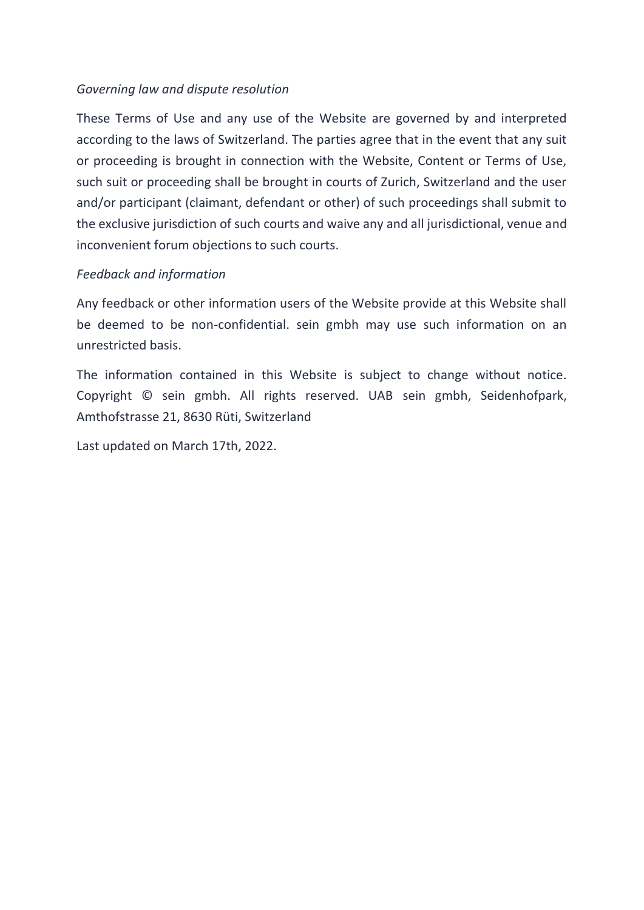*Governing law and dispute resolution*

These Terms of Use and any use of the Website are governed by and interpreted according to the laws of Switzerland. The parties agree that in the event that any suit or proceeding is brought in connection with the Website, Content or Terms of Use, such suit or proceeding shall be brought in courts of Zurich, Switzerland and the user and/or participant (claimant, defendant or other) of such proceedings shall submit to the exclusive jurisdiction of such courts and waive any and all jurisdictional, venue and inconvenient forum objections to such courts.

*Feedback and information*

Any feedback or other information users of the Website provide at this Website shall be deemed to be non-confidential. sein gmbh may use such information on an unrestricted basis.

The information contained in this Website is subject to change without notice. Copyright © sein gmbh. All rights reserved. UAB sein gmbh, Seidenhofpark, Amthofstrasse 21, 8630 Rüti, Switzerland

Last updated on March 17th, 2022.